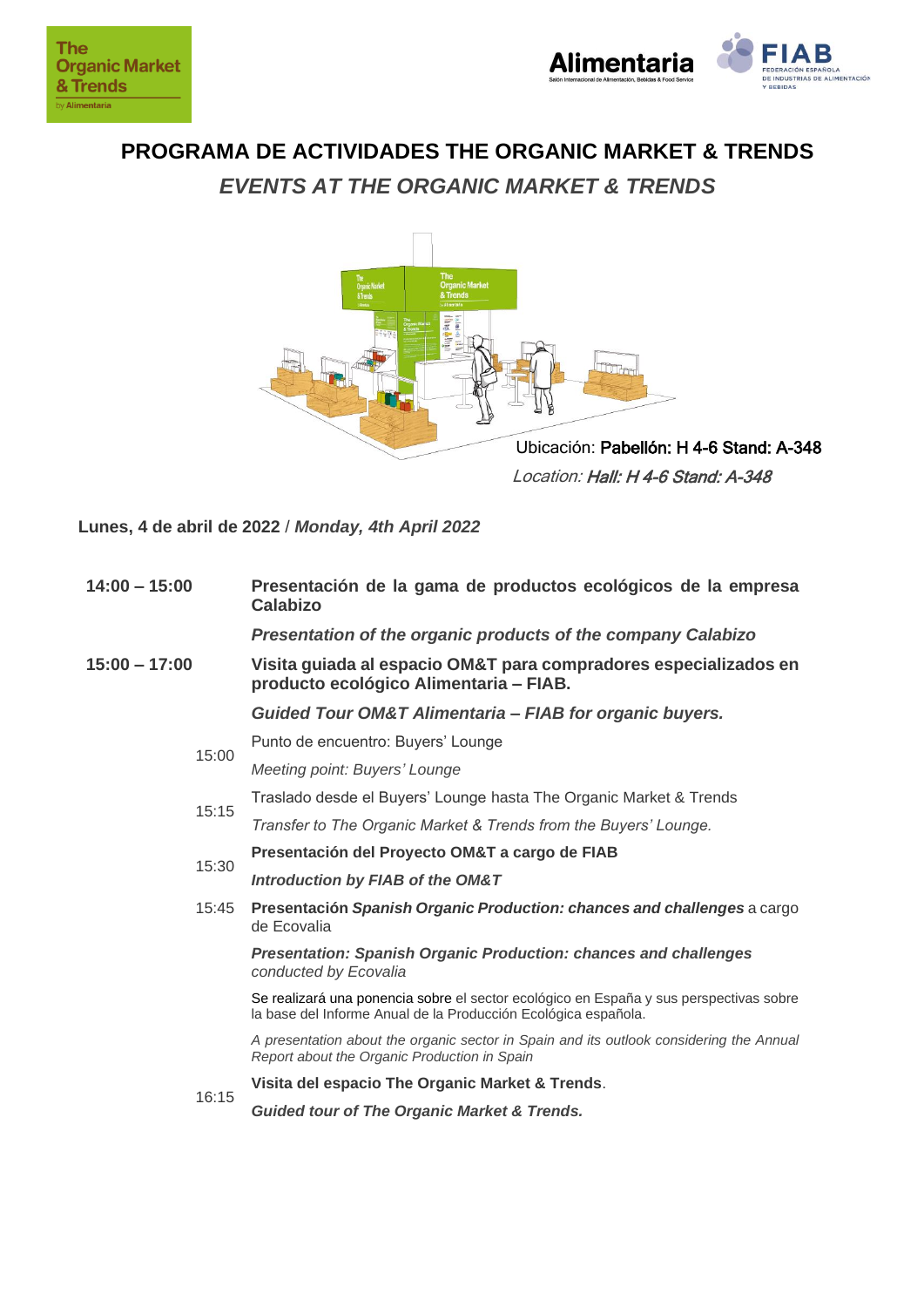# PROGRAMA DE ACTIVIDADES THE ORGANIC MARKET & TRENDS

## *EVENTS AT THE ORGANIC MARKET & TRENDS*

Ubicación: **Pabellón: H 4-6 Stand: A-348**

*Location: **Hall: H 4-6 Stand: A-348***

**Lunes, 4 de abril de 2022** / ***Monday, 4th April 2022***

**14:00 – 15:00** **Presentación de la gama de productos ecológicos de la empresa Calabizo**

***Presentation of the organic products of the company Calabizo***

**15:00 – 17:00** **Visita guiada al espacio OM&T para compradores especializados en producto ecológico Alimentaria – FIAB.**

***Guided Tour OM&T Alimentaria – FIAB for organic buyers.***

15:00 Punto de encuentro: Buyers' Lounge

*Meeting point: Buyers' Lounge*

15:15 Traslado desde el Buyers' Lounge hasta The Organic Market & Trends

*Transfer to The Organic Market & Trends from the Buyers' Lounge.*

15:30 **Presentación del Proyecto OM&T a cargo de FIAB**

***Introduction by FIAB of the OM&T***

15:45 **Presentación *Spanish Organic Production: chances and challenges*** a cargo de Ecovalia

***Presentation: Spanish Organic Production: chances and challenges*** *conducted by Ecovalia*

Se realizará una ponencia sobre el sector ecológico en España y sus perspectivas sobre la base del Informe Anual de la Producción Ecológica española.

*A presentation about the organic sector in Spain and its outlook considering the Annual Report about the Organic Production in Spain*

16:15 **Visita del espacio The Organic Market & Trends**.

***Guided tour of The Organic Market & Trends.***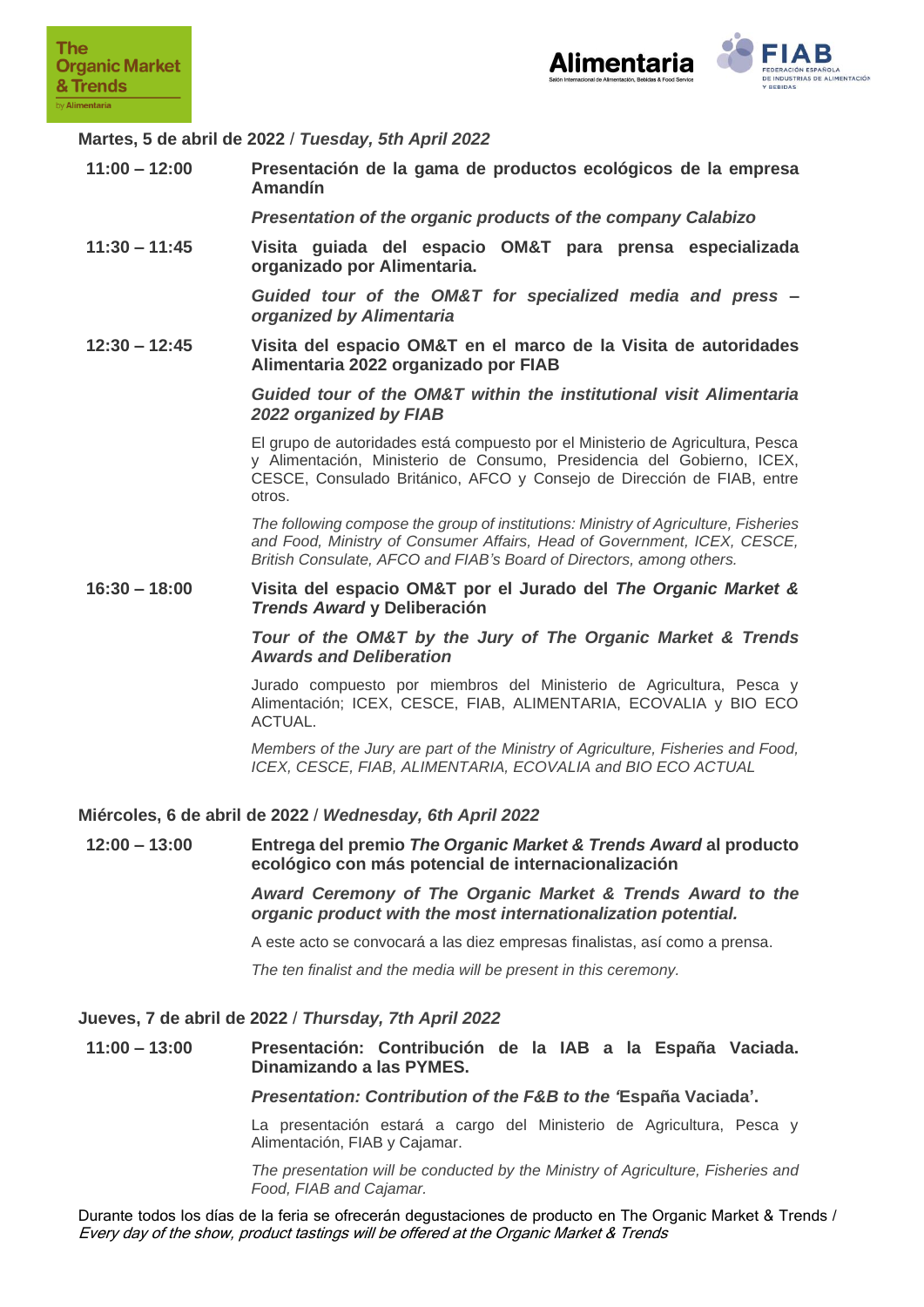**Martes, 5 de abril de 2022** / ***Tuesday, 5th April 2022***

**11:00 – 12:00** **Presentación de la gama de productos ecológicos de la empresa Amandín**

***Presentation of the organic products of the company Calabizo***

**11:30 – 11:45** **Visita guiada del espacio OM&T para prensa especializada organizado por Alimentaria.**

***Guided tour of the OM&T for specialized media and press – organized by Alimentaria***

**12:30 – 12:45** **Visita del espacio OM&T en el marco de la Visita de autoridades Alimentaria 2022 organizado por FIAB**

***Guided tour of the OM&T within the institutional visit Alimentaria 2022 organized by FIAB***

El grupo de autoridades está compuesto por el Ministerio de Agricultura, Pesca y Alimentación, Ministerio de Consumo, Presidencia del Gobierno, ICEX, CESCE, Consulado Británico, AFCO y Consejo de Dirección de FIAB, entre otros.

*The following compose the group of institutions: Ministry of Agriculture, Fisheries and Food, Ministry of Consumer Affairs, Head of Government, ICEX, CESCE, British Consulate, AFCO and FIAB's Board of Directors, among others.*

**16:30 – 18:00** **Visita del espacio OM&T por el Jurado del *The Organic Market & Trends Award* y Deliberación**

***Tour of the OM&T by the Jury of The Organic Market & Trends Awards and Deliberation***

Jurado compuesto por miembros del Ministerio de Agricultura, Pesca y Alimentación; ICEX, CESCE, FIAB, ALIMENTARIA, ECOVALIA y BIO ECO ACTUAL.

*Members of the Jury are part of the Ministry of Agriculture, Fisheries and Food, ICEX, CESCE, FIAB, ALIMENTARIA, ECOVALIA and BIO ECO ACTUAL*

**Miércoles, 6 de abril de 2022** / ***Wednesday, 6th April 2022***

**12:00 – 13:00** **Entrega del premio *The Organic Market & Trends Award* al producto ecológico con más potencial de internacionalización**

***Award Ceremony of The Organic Market & Trends Award to the organic product with the most internationalization potential.***

A este acto se convocará a las diez empresas finalistas, así como a prensa.

*The ten finalist and the media will be present in this ceremony.*

**Jueves, 7 de abril de 2022** / ***Thursday, 7th April 2022***

**11:00 – 13:00** **Presentación: Contribución de la IAB a la España Vaciada. Dinamizando a las PYMES.**

***Presentation: Contribution of the F&B to the '*España Vaciada'.**

La presentación estará a cargo del Ministerio de Agricultura, Pesca y Alimentación, FIAB y Cajamar.

*The presentation will be conducted by the Ministry of Agriculture, Fisheries and Food, FIAB and Cajamar.*

Durante todos los días de la feria se ofrecerán degustaciones de producto en The Organic Market & Trends / *Every day of the show, product tastings will be offered at the Organic Market & Trends*